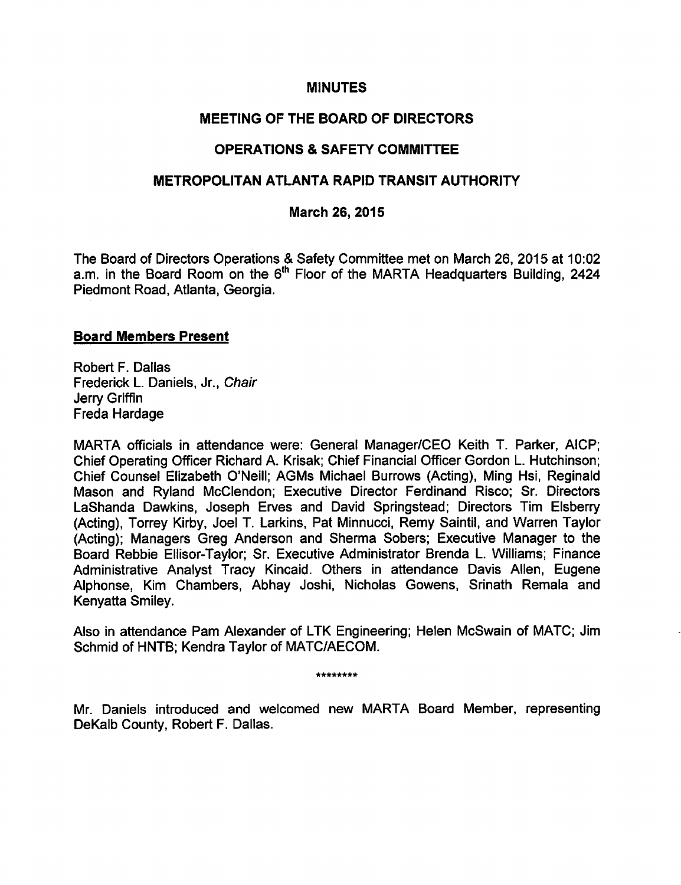# MINUTES

## MEETING OF THE BOARD OF DIRECTORS

## OPERATIONS & SAFETY COMMITTEE

## METROPOLITAN ATLANTA RAPID TRANSIT AUTHORITY

### March 26, 2015

The Board of Directors Operations & Safety Committee met on March 26, 2015 at 10:02 a.m. in the Board Room on the 6th Floor of the MARTA Headquarters Building, 2424 Piedmont Road, Atlanta, Georgia.

**Board Members Present**

Robert F. Dallas
Frederick L. Daniels, Jr., *Chair*
Jerry Griffin
Freda Hardage

MARTA officials in attendance were: General Manager/CEO Keith T. Parker, AICP; Chief Operating Officer Richard A. Krisak; Chief Financial Officer Gordon L. Hutchinson; Chief Counsel Elizabeth O'Neill; AGMs Michael Burrows (Acting), Ming Hsi, Reginald Mason and Ryland McClendon; Executive Director Ferdinand Risco; Sr. Directors LaShanda Dawkins, Joseph Erves and David Springstead; Directors Tim Elsberry (Acting), Torrey Kirby, Joel T. Larkins, Pat Minnucci, Remy Saintil, and Warren Taylor (Acting); Managers Greg Anderson and Sherma Sobers; Executive Manager to the Board Rebbie Ellisor-Taylor; Sr. Executive Administrator Brenda L. Williams; Finance Administrative Analyst Tracy Kincaid. Others in attendance Davis Allen, Eugene Alphonse, Kim Chambers, Abhay Joshi, Nicholas Gowens, Srinath Remala and Kenyatta Smiley.

Also in attendance Pam Alexander of LTK Engineering; Helen McSwain of MATC; Jim Schmid of HNTB; Kendra Taylor of MATC/AECOM.

********

Mr. Daniels introduced and welcomed new MARTA Board Member, representing DeKalb County, Robert F. Dallas.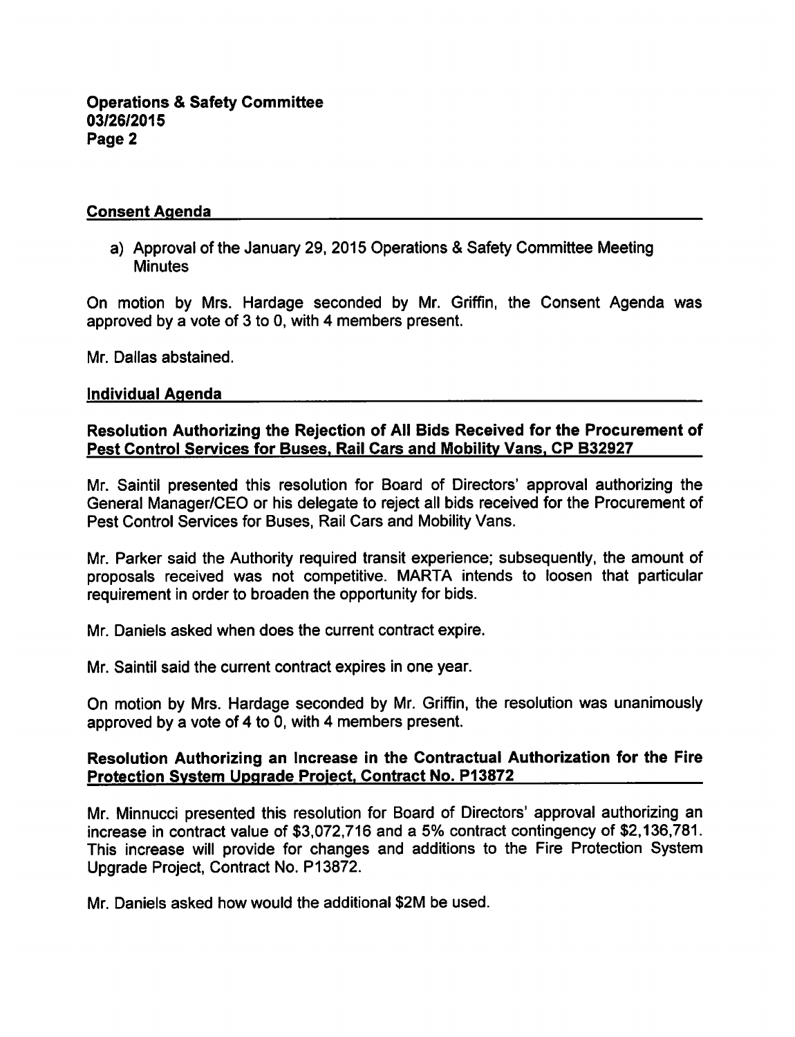## Consent Agenda

a) Approval of the January 29, 2015 Operations & Safety Committee Meeting Minutes

On motion by Mrs. Hardage seconded by Mr. Griffin, the Consent Agenda was approved by a vote of 3 to 0, with 4 members present.

Mr. Dallas abstained.

## Individual Agenda

### Resolution Authorizing the Rejection of All Bids Received for the Procurement of Pest Control Services for Buses, Rail Cars and Mobility Vans, CP B32927

Mr. Saintil presented this resolution for Board of Directors' approval authorizing the General Manager/CEO or his delegate to reject all bids received for the Procurement of Pest Control Services for Buses, Rail Cars and Mobility Vans.

Mr. Parker said the Authority required transit experience; subsequently, the amount of proposals received was not competitive. MARTA intends to loosen that particular requirement in order to broaden the opportunity for bids.

Mr. Daniels asked when does the current contract expire.

Mr. Saintil said the current contract expires in one year.

On motion by Mrs. Hardage seconded by Mr. Griffin, the resolution was unanimously approved by a vote of 4 to 0, with 4 members present.

### Resolution Authorizing an Increase in the Contractual Authorization for the Fire Protection System Upgrade Project, Contract No. P13872

Mr. Minnucci presented this resolution for Board of Directors' approval authorizing an increase in contract value of $3,072,716 and a 5% contract contingency of $2,136,781. This increase will provide for changes and additions to the Fire Protection System Upgrade Project, Contract No. P13872.

Mr. Daniels asked how would the additional $2M be used.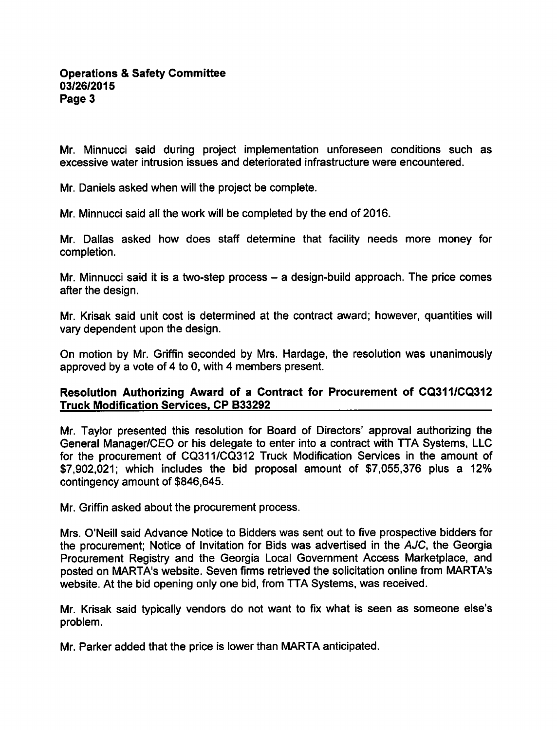Mr. Minnucci said during project implementation unforeseen conditions such as excessive water intrusion issues and deteriorated infrastructure were encountered.

Mr. Daniels asked when will the project be complete.

Mr. Minnucci said all the work will be completed by the end of 2016.

Mr. Dallas asked how does staff determine that facility needs more money for completion.

Mr. Minnucci said it is a two-step process – a design-build approach. The price comes after the design.

Mr. Krisak said unit cost is determined at the contract award; however, quantities will vary dependent upon the design.

On motion by Mr. Griffin seconded by Mrs. Hardage, the resolution was unanimously approved by a vote of 4 to 0, with 4 members present.

**Resolution Authorizing Award of a Contract for Procurement of CQ311/CQ312 Truck Modification Services, CP B33292**

Mr. Taylor presented this resolution for Board of Directors' approval authorizing the General Manager/CEO or his delegate to enter into a contract with TTA Systems, LLC for the procurement of CQ311/CQ312 Truck Modification Services in the amount of $7,902,021; which includes the bid proposal amount of $7,055,376 plus a 12% contingency amount of $846,645.

Mr. Griffin asked about the procurement process.

Mrs. O'Neill said Advance Notice to Bidders was sent out to five prospective bidders for the procurement; Notice of Invitation for Bids was advertised in the *AJC*, the Georgia Procurement Registry and the Georgia Local Government Access Marketplace, and posted on MARTA's website. Seven firms retrieved the solicitation online from MARTA's website. At the bid opening only one bid, from TTA Systems, was received.

Mr. Krisak said typically vendors do not want to fix what is seen as someone else's problem.

Mr. Parker added that the price is lower than MARTA anticipated.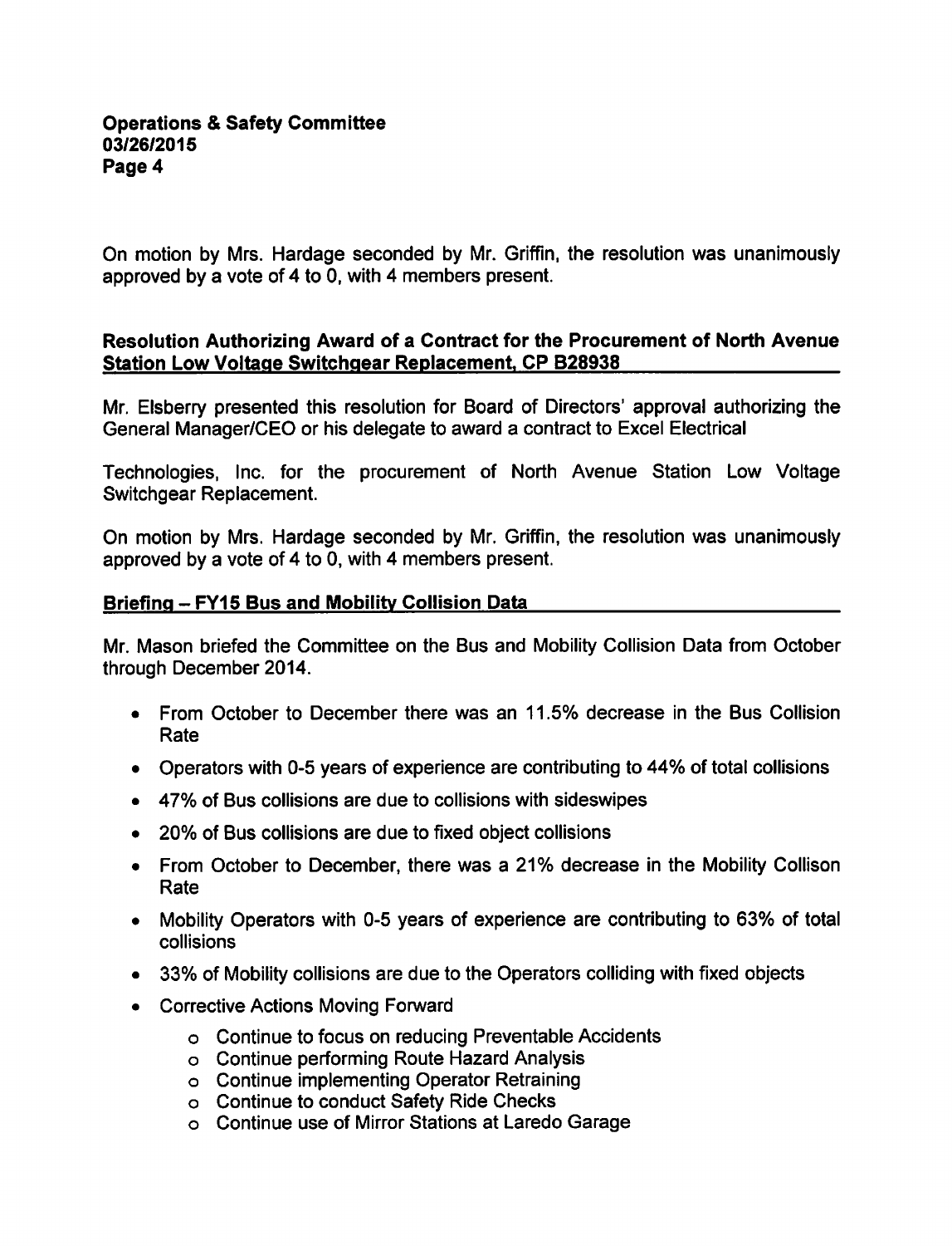On motion by Mrs. Hardage seconded by Mr. Griffin, the resolution was unanimously approved by a vote of 4 to 0, with 4 members present.

**Resolution Authorizing Award of a Contract for the Procurement of North Avenue Station Low Voltage Switchgear Replacement, CP B28938**

Mr. Elsberry presented this resolution for Board of Directors' approval authorizing the General Manager/CEO or his delegate to award a contract to Excel Electrical

Technologies, Inc. for the procurement of North Avenue Station Low Voltage Switchgear Replacement.

On motion by Mrs. Hardage seconded by Mr. Griffin, the resolution was unanimously approved by a vote of 4 to 0, with 4 members present.

**Briefing – FY15 Bus and Mobility Collision Data**

Mr. Mason briefed the Committee on the Bus and Mobility Collision Data from October through December 2014.

- From October to December there was an 11.5% decrease in the Bus Collision Rate
- Operators with 0-5 years of experience are contributing to 44% of total collisions
- 47% of Bus collisions are due to collisions with sideswipes
- 20% of Bus collisions are due to fixed object collisions
- From October to December, there was a 21% decrease in the Mobility Collison Rate
- Mobility Operators with 0-5 years of experience are contributing to 63% of total collisions
- 33% of Mobility collisions are due to the Operators colliding with fixed objects
- Corrective Actions Moving Forward
  - Continue to focus on reducing Preventable Accidents
  - Continue performing Route Hazard Analysis
  - Continue implementing Operator Retraining
  - Continue to conduct Safety Ride Checks
  - Continue use of Mirror Stations at Laredo Garage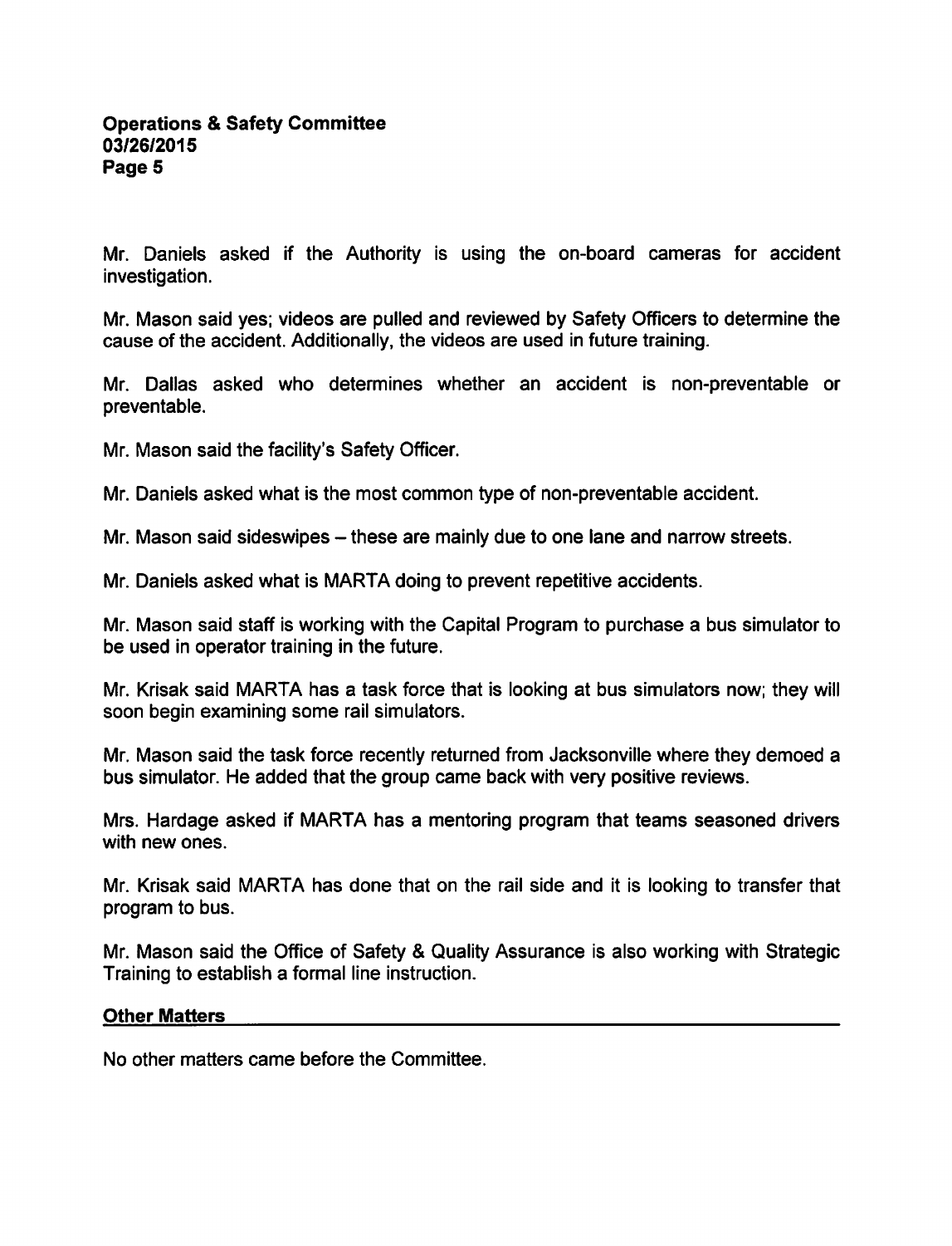Mr. Daniels asked if the Authority is using the on-board cameras for accident investigation.

Mr. Mason said yes; videos are pulled and reviewed by Safety Officers to determine the cause of the accident. Additionally, the videos are used in future training.

Mr. Dallas asked who determines whether an accident is non-preventable or preventable.

Mr. Mason said the facility's Safety Officer.

Mr. Daniels asked what is the most common type of non-preventable accident.

Mr. Mason said sideswipes – these are mainly due to one lane and narrow streets.

Mr. Daniels asked what is MARTA doing to prevent repetitive accidents.

Mr. Mason said staff is working with the Capital Program to purchase a bus simulator to be used in operator training in the future.

Mr. Krisak said MARTA has a task force that is looking at bus simulators now; they will soon begin examining some rail simulators.

Mr. Mason said the task force recently returned from Jacksonville where they demoed a bus simulator. He added that the group came back with very positive reviews.

Mrs. Hardage asked if MARTA has a mentoring program that teams seasoned drivers with new ones.

Mr. Krisak said MARTA has done that on the rail side and it is looking to transfer that program to bus.

Mr. Mason said the Office of Safety & Quality Assurance is also working with Strategic Training to establish a formal line instruction.

## Other Matters

No other matters came before the Committee.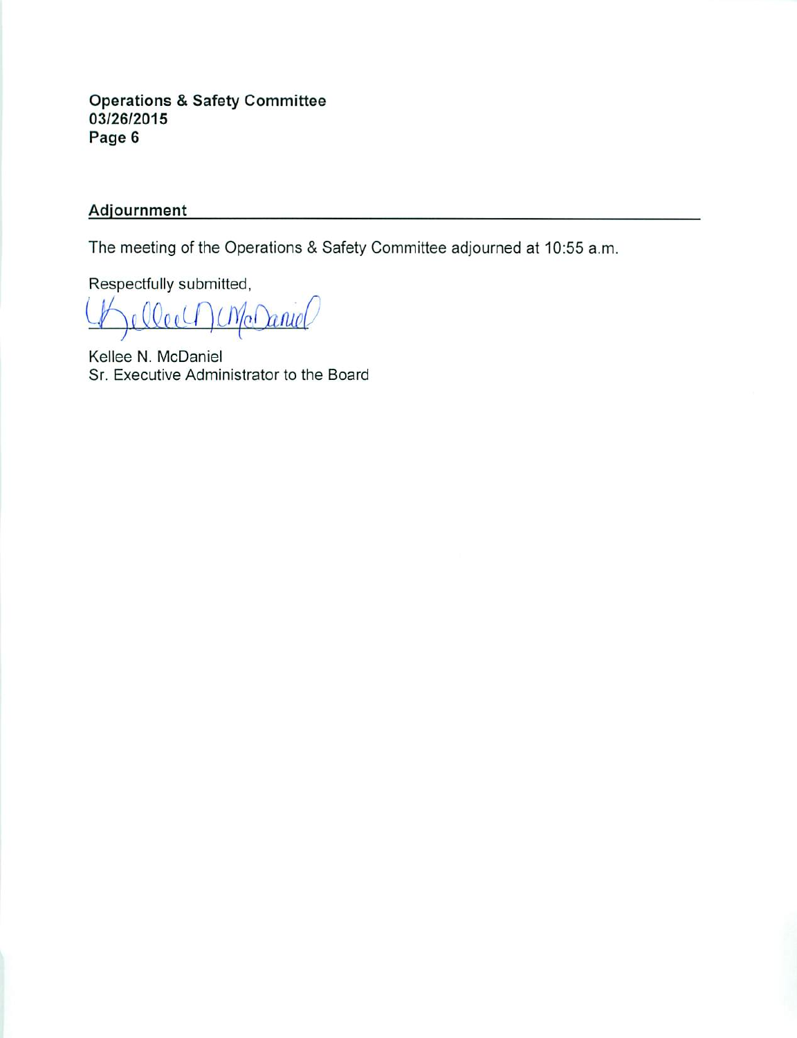## Adjournment

The meeting of the Operations & Safety Committee adjourned at 10:55 a.m.

Respectfully submitted,

Kellee N. McDaniel
Sr. Executive Administrator to the Board